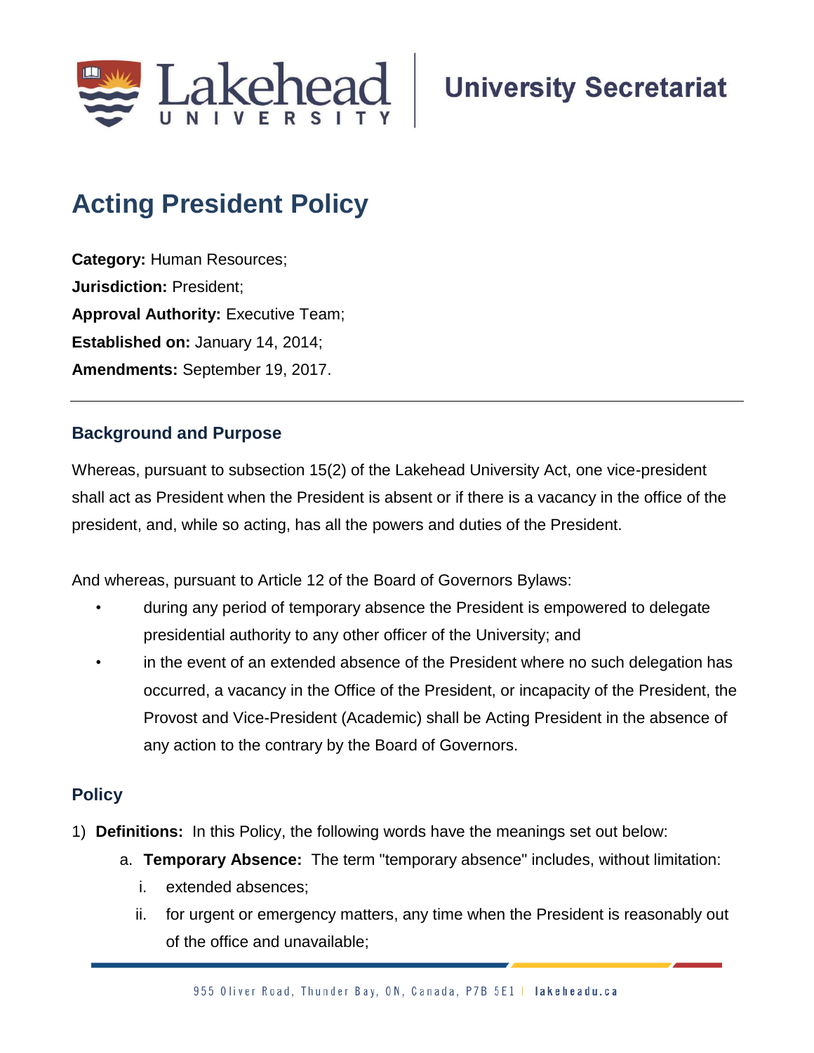University Secretariat

# Acting President Policy

**Category:** Human Resources;
**Jurisdiction:** President;
**Approval Authority:** Executive Team;
**Established on:** January 14, 2014;
**Amendments:** September 19, 2017.

---

## Background and Purpose

Whereas, pursuant to subsection 15(2) of the Lakehead University Act, one vice-president shall act as President when the President is absent or if there is a vacancy in the office of the president, and, while so acting, has all the powers and duties of the President.

And whereas, pursuant to Article 12 of the Board of Governors Bylaws:

- during any period of temporary absence the President is empowered to delegate presidential authority to any other officer of the University; and
- in the event of an extended absence of the President where no such delegation has occurred, a vacancy in the Office of the President, or incapacity of the President, the Provost and Vice-President (Academic) shall be Acting President in the absence of any action to the contrary by the Board of Governors.

## Policy

1) **Definitions:** In this Policy, the following words have the meanings set out below:
   a. **Temporary Absence:** The term "temporary absence" includes, without limitation:
      i. extended absences;
      ii. for urgent or emergency matters, any time when the President is reasonably out of the office and unavailable;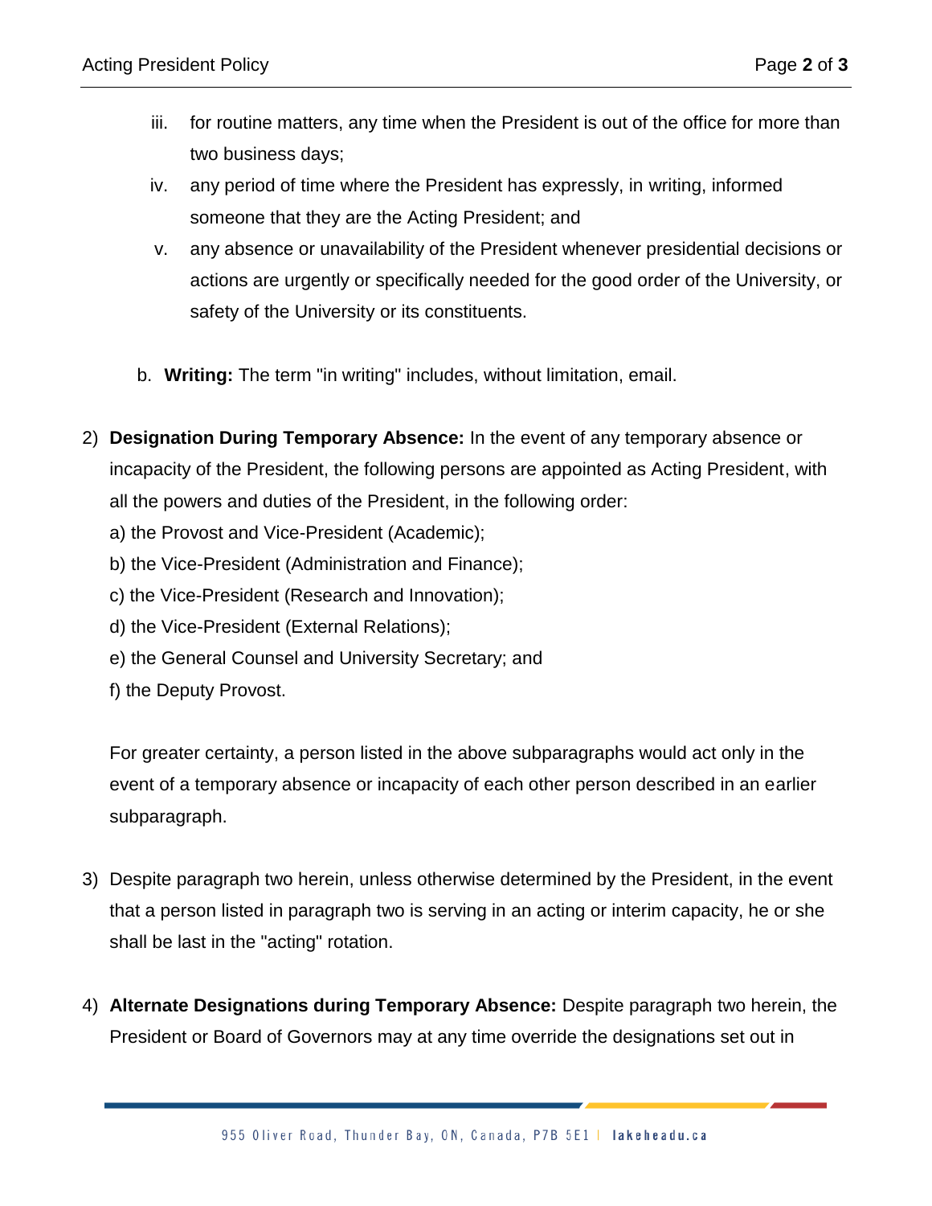iii. for routine matters, any time when the President is out of the office for more than two business days;

iv. any period of time where the President has expressly, in writing, informed someone that they are the Acting President; and

v. any absence or unavailability of the President whenever presidential decisions or actions are urgently or specifically needed for the good order of the University, or safety of the University or its constituents.

b. **Writing:** The term "in writing" includes, without limitation, email.

2) **Designation During Temporary Absence:** In the event of any temporary absence or incapacity of the President, the following persons are appointed as Acting President, with all the powers and duties of the President, in the following order:

a) the Provost and Vice-President (Academic);

b) the Vice-President (Administration and Finance);

c) the Vice-President (Research and Innovation);

d) the Vice-President (External Relations);

e) the General Counsel and University Secretary; and

f) the Deputy Provost.

For greater certainty, a person listed in the above subparagraphs would act only in the event of a temporary absence or incapacity of each other person described in an earlier subparagraph.

3) Despite paragraph two herein, unless otherwise determined by the President, in the event that a person listed in paragraph two is serving in an acting or interim capacity, he or she shall be last in the "acting" rotation.

4) **Alternate Designations during Temporary Absence:** Despite paragraph two herein, the President or Board of Governors may at any time override the designations set out in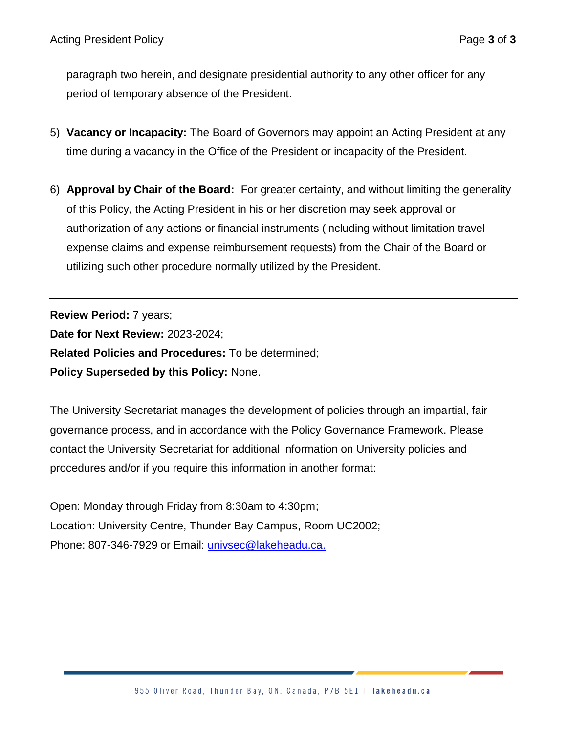paragraph two herein, and designate presidential authority to any other officer for any period of temporary absence of the President.

5) **Vacancy or Incapacity:** The Board of Governors may appoint an Acting President at any time during a vacancy in the Office of the President or incapacity of the President.

6) **Approval by Chair of the Board:** For greater certainty, and without limiting the generality of this Policy, the Acting President in his or her discretion may seek approval or authorization of any actions or financial instruments (including without limitation travel expense claims and expense reimbursement requests) from the Chair of the Board or utilizing such other procedure normally utilized by the President.

---

**Review Period:** 7 years;
**Date for Next Review:** 2023-2024;
**Related Policies and Procedures:** To be determined;
**Policy Superseded by this Policy:** None.

The University Secretariat manages the development of policies through an impartial, fair governance process, and in accordance with the Policy Governance Framework. Please contact the University Secretariat for additional information on University policies and procedures and/or if you require this information in another format:

Open: Monday through Friday from 8:30am to 4:30pm;
Location: University Centre, Thunder Bay Campus, Room UC2002;
Phone: 807-346-7929 or Email: univsec@lakeheadu.ca.